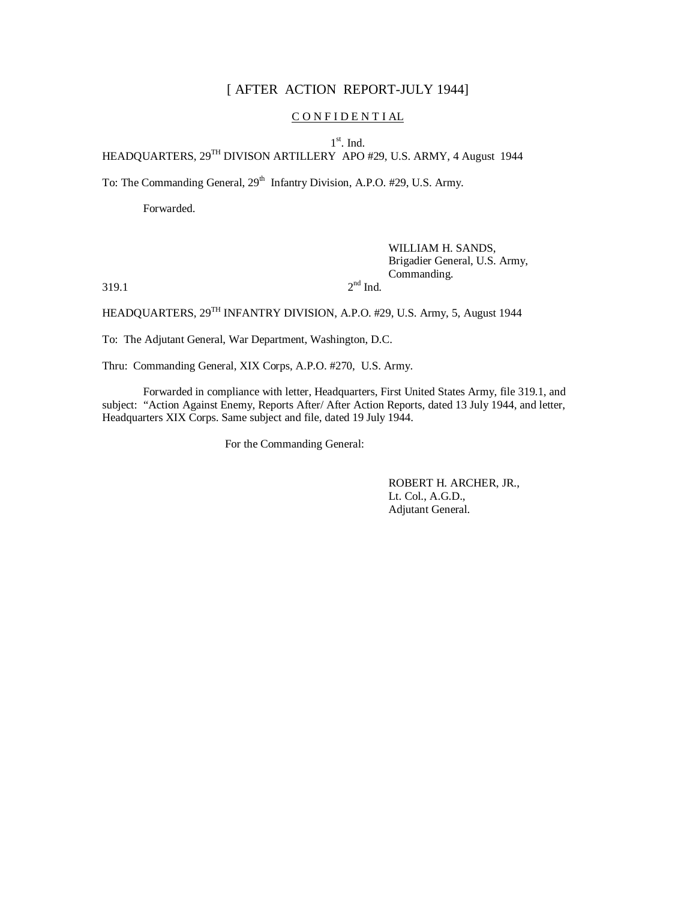# [ AFTER ACTION REPORT-JULY 1944]

C O N F I D E N T I A L

1st. Ind.

HEADQUARTERS, 29TH DIVISON ARTILLERY APO #29, U.S. ARMY, 4 August 1944

To: The Commanding General, 29th Infantry Division, A.P.O. #29, U.S. Army.

Forwarded.

WILLIAM H. SANDS,
Brigadier General, U.S. Army,
Commanding.

319.1 2nd Ind.

HEADQUARTERS, 29TH INFANTRY DIVISION, A.P.O. #29, U.S. Army, 5, August 1944

To: The Adjutant General, War Department, Washington, D.C.

Thru: Commanding General, XIX Corps, A.P.O. #270, U.S. Army.

Forwarded in compliance with letter, Headquarters, First United States Army, file 319.1, and subject: "Action Against Enemy, Reports After/ After Action Reports, dated 13 July 1944, and letter, Headquarters XIX Corps. Same subject and file, dated 19 July 1944.

For the Commanding General:

ROBERT H. ARCHER, JR.,
Lt. Col., A.G.D.,
Adjutant General.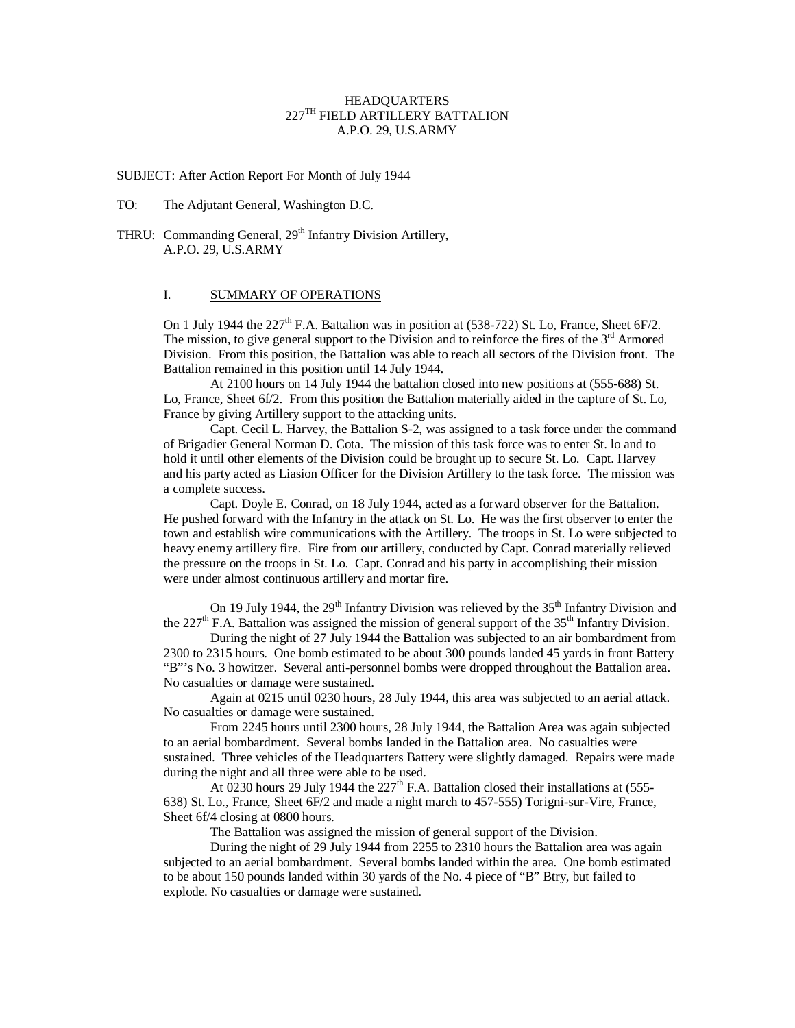HEADQUARTERS
227[TH] FIELD ARTILLERY BATTALION
A.P.O. 29, U.S.ARMY

SUBJECT: After Action Report For Month of July 1944

TO: The Adjutant General, Washington D.C.

THRU: Commanding General, 29[th] Infantry Division Artillery,
A.P.O. 29, U.S.ARMY

## I. SUMMARY OF OPERATIONS

On 1 July 1944 the 227[th] F.A. Battalion was in position at (538-722) St. Lo, France, Sheet 6F/2. The mission, to give general support to the Division and to reinforce the fires of the 3[rd] Armored Division. From this position, the Battalion was able to reach all sectors of the Division front. The Battalion remained in this position until 14 July 1944.

At 2100 hours on 14 July 1944 the battalion closed into new positions at (555-688) St. Lo, France, Sheet 6f/2. From this position the Battalion materially aided in the capture of St. Lo, France by giving Artillery support to the attacking units.

Capt. Cecil L. Harvey, the Battalion S-2, was assigned to a task force under the command of Brigadier General Norman D. Cota. The mission of this task force was to enter St. lo and to hold it until other elements of the Division could be brought up to secure St. Lo. Capt. Harvey and his party acted as Liasion Officer for the Division Artillery to the task force. The mission was a complete success.

Capt. Doyle E. Conrad, on 18 July 1944, acted as a forward observer for the Battalion. He pushed forward with the Infantry in the attack on St. Lo. He was the first observer to enter the town and establish wire communications with the Artillery. The troops in St. Lo were subjected to heavy enemy artillery fire. Fire from our artillery, conducted by Capt. Conrad materially relieved the pressure on the troops in St. Lo. Capt. Conrad and his party in accomplishing their mission were under almost continuous artillery and mortar fire.

On 19 July 1944, the 29[th] Infantry Division was relieved by the 35[th] Infantry Division and the 227[th] F.A. Battalion was assigned the mission of general support of the 35[th] Infantry Division.

During the night of 27 July 1944 the Battalion was subjected to an air bombardment from 2300 to 2315 hours. One bomb estimated to be about 300 pounds landed 45 yards in front Battery "B"'s No. 3 howitzer. Several anti-personnel bombs were dropped throughout the Battalion area. No casualties or damage were sustained.

Again at 0215 until 0230 hours, 28 July 1944, this area was subjected to an aerial attack. No casualties or damage were sustained.

From 2245 hours until 2300 hours, 28 July 1944, the Battalion Area was again subjected to an aerial bombardment. Several bombs landed in the Battalion area. No casualties were sustained. Three vehicles of the Headquarters Battery were slightly damaged. Repairs were made during the night and all three were able to be used.

At 0230 hours 29 July 1944 the 227[th] F.A. Battalion closed their installations at (555-638) St. Lo., France, Sheet 6F/2 and made a night march to 457-555) Torigni-sur-Vire, France, Sheet 6f/4 closing at 0800 hours.

The Battalion was assigned the mission of general support of the Division.

During the night of 29 July 1944 from 2255 to 2310 hours the Battalion area was again subjected to an aerial bombardment. Several bombs landed within the area. One bomb estimated to be about 150 pounds landed within 30 yards of the No. 4 piece of "B" Btry, but failed to explode. No casualties or damage were sustained.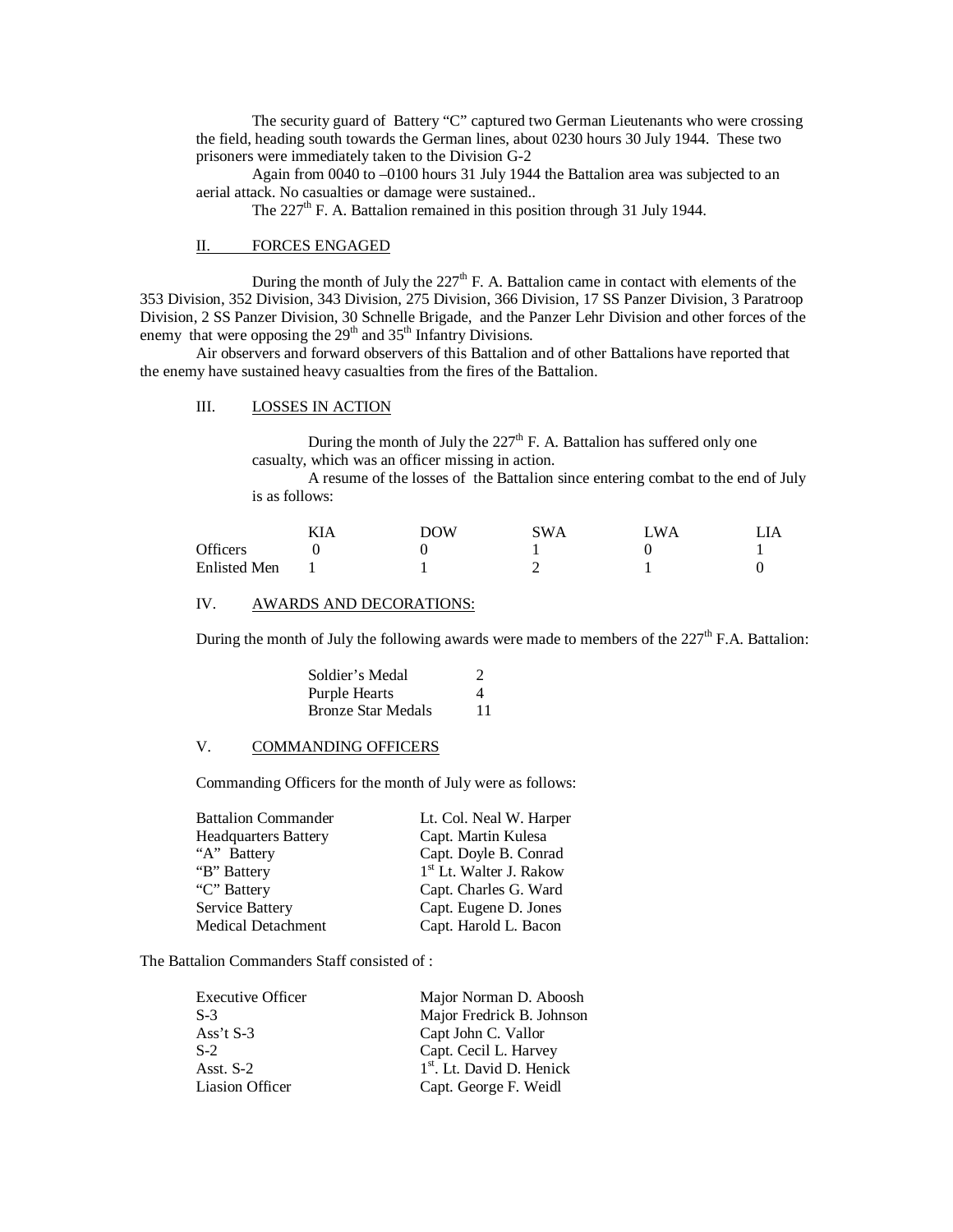The security guard of Battery "C" captured two German Lieutenants who were crossing the field, heading south towards the German lines, about 0230 hours 30 July 1944. These two prisoners were immediately taken to the Division G-2

Again from 0040 to –0100 hours 31 July 1944 the Battalion area was subjected to an aerial attack. No casualties or damage were sustained..

The 227th F. A. Battalion remained in this position through 31 July 1944.

## II. FORCES ENGAGED

During the month of July the 227th F. A. Battalion came in contact with elements of the 353 Division, 352 Division, 343 Division, 275 Division, 366 Division, 17 SS Panzer Division, 3 Paratroop Division, 2 SS Panzer Division, 30 Schnelle Brigade, and the Panzer Lehr Division and other forces of the enemy that were opposing the 29th and 35th Infantry Divisions.

Air observers and forward observers of this Battalion and of other Battalions have reported that the enemy have sustained heavy casualties from the fires of the Battalion.

## III. LOSSES IN ACTION

During the month of July the 227th F. A. Battalion has suffered only one casualty, which was an officer missing in action.

A resume of the losses of the Battalion since entering combat to the end of July is as follows:

| | KIA | DOW | SWA | LWA | LIA |
|---|---|---|---|---|---|
| Officers | 0 | 0 | 1 | 0 | 1 |
| Enlisted Men | 1 | 1 | 2 | 1 | 0 |

## IV. AWARDS AND DECORATIONS:

During the month of July the following awards were made to members of the 227th F.A. Battalion:

| | |
|---|---|
| Soldier's Medal | 2 |
| Purple Hearts | 4 |
| Bronze Star Medals | 11 |

## V. COMMANDING OFFICERS

Commanding Officers for the month of July were as follows:

| | |
|---|---|
| Battalion Commander | Lt. Col. Neal W. Harper |
| Headquarters Battery | Capt. Martin Kulesa |
| "A" Battery | Capt. Doyle B. Conrad |
| "B" Battery | 1st Lt. Walter J. Rakow |
| "C" Battery | Capt. Charles G. Ward |
| Service Battery | Capt. Eugene D. Jones |
| Medical Detachment | Capt. Harold L. Bacon |

The Battalion Commanders Staff consisted of :

| | |
|---|---|
| Executive Officer | Major Norman D. Aboosh |
| S-3 | Major Fredrick B. Johnson |
| Ass't S-3 | Capt John C. Vallor |
| S-2 | Capt. Cecil L. Harvey |
| Asst. S-2 | 1st. Lt. David D. Henick |
| Liasion Officer | Capt. George F. Weidl |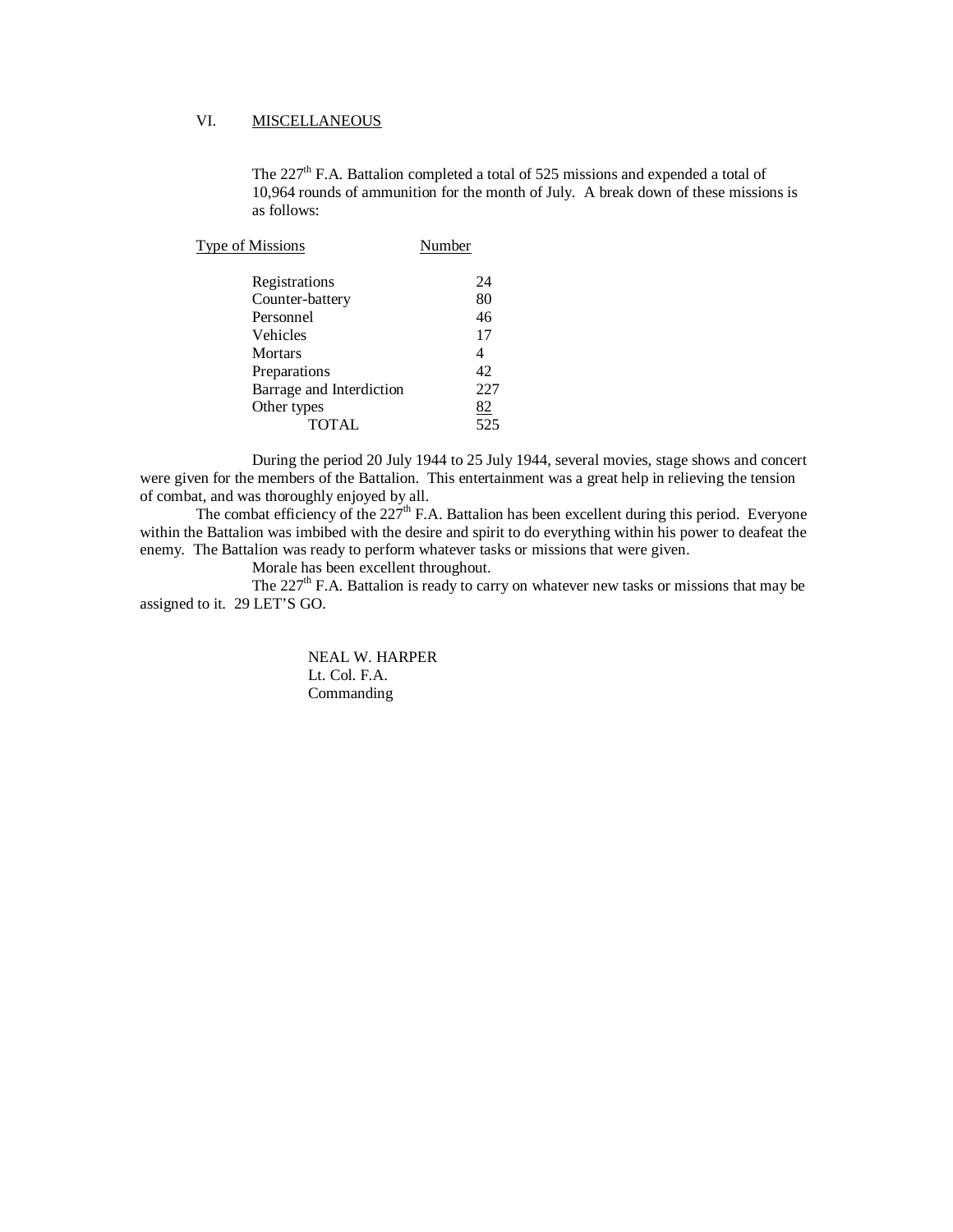VI. MISCELLANEOUS

The 227th F.A. Battalion completed a total of 525 missions and expended a total of 10,964 rounds of ammunition for the month of July. A break down of these missions is as follows:

| Type of Missions | Number |
|---|---|
| Registrations | 24 |
| Counter-battery | 80 |
| Personnel | 46 |
| Vehicles | 17 |
| Mortars | 4 |
| Preparations | 42 |
| Barrage and Interdiction | 227 |
| Other types | 82 |
| TOTAL | 525 |

During the period 20 July 1944 to 25 July 1944, several movies, stage shows and concert were given for the members of the Battalion. This entertainment was a great help in relieving the tension of combat, and was thoroughly enjoyed by all.

The combat efficiency of the 227th F.A. Battalion has been excellent during this period. Everyone within the Battalion was imbibed with the desire and spirit to do everything within his power to deafeat the enemy. The Battalion was ready to perform whatever tasks or missions that were given.

Morale has been excellent throughout.

The 227th F.A. Battalion is ready to carry on whatever new tasks or missions that may be assigned to it. 29 LET'S GO.

NEAL W. HARPER
Lt. Col. F.A.
Commanding